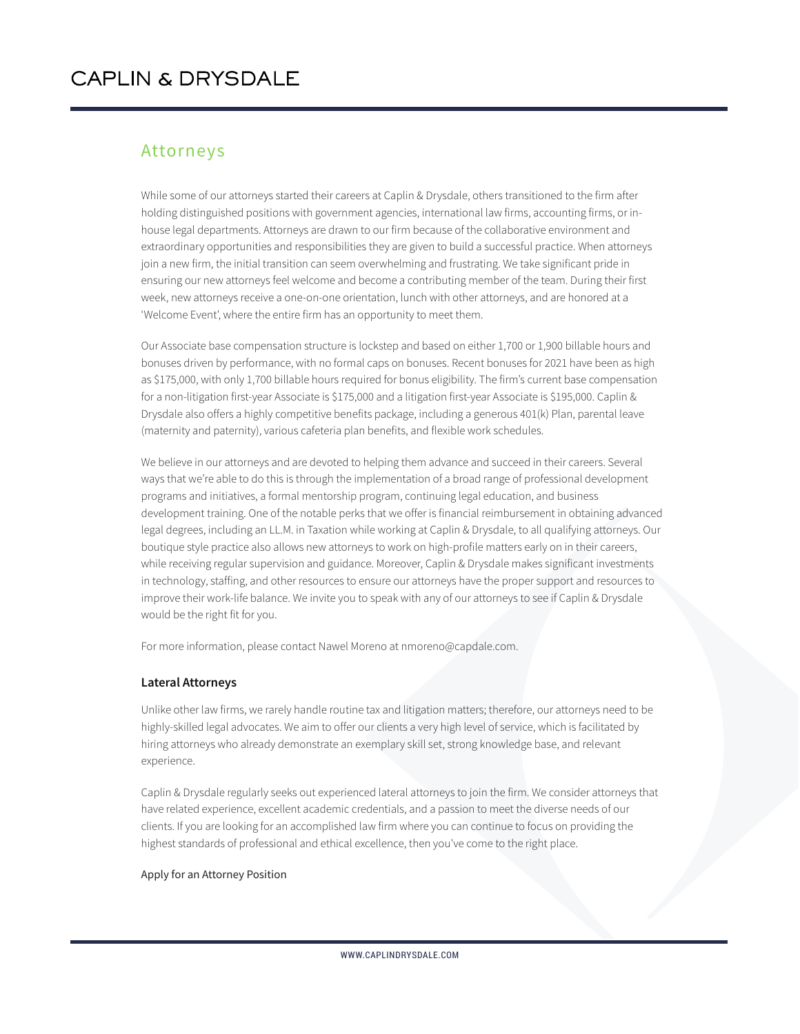# CAPLIN & DRYSDALE

## Attorneys

While some of our attorneys started their careers at Caplin & Drysdale, others transitioned to the firm after holding distinguished positions with government agencies, international law firms, accounting firms, or in-house legal departments. Attorneys are drawn to our firm because of the collaborative environment and extraordinary opportunities and responsibilities they are given to build a successful practice. When attorneys join a new firm, the initial transition can seem overwhelming and frustrating. We take significant pride in ensuring our new attorneys feel welcome and become a contributing member of the team. During their first week, new attorneys receive a one-on-one orientation, lunch with other attorneys, and are honored at a 'Welcome Event', where the entire firm has an opportunity to meet them.

Our Associate base compensation structure is lockstep and based on either 1,700 or 1,900 billable hours and bonuses driven by performance, with no formal caps on bonuses. Recent bonuses for 2021 have been as high as $175,000, with only 1,700 billable hours required for bonus eligibility. The firm's current base compensation for a non-litigation first-year Associate is $175,000 and a litigation first-year Associate is $195,000. Caplin & Drysdale also offers a highly competitive benefits package, including a generous 401(k) Plan, parental leave (maternity and paternity), various cafeteria plan benefits, and flexible work schedules.

We believe in our attorneys and are devoted to helping them advance and succeed in their careers. Several ways that we're able to do this is through the implementation of a broad range of professional development programs and initiatives, a formal mentorship program, continuing legal education, and business development training. One of the notable perks that we offer is financial reimbursement in obtaining advanced legal degrees, including an LL.M. in Taxation while working at Caplin & Drysdale, to all qualifying attorneys. Our boutique style practice also allows new attorneys to work on high-profile matters early on in their careers, while receiving regular supervision and guidance. Moreover, Caplin & Drysdale makes significant investments in technology, staffing, and other resources to ensure our attorneys have the proper support and resources to improve their work-life balance. We invite you to speak with any of our attorneys to see if Caplin & Drysdale would be the right fit for you.

For more information, please contact Nawel Moreno at nmoreno@capdale.com.

### Lateral Attorneys

Unlike other law firms, we rarely handle routine tax and litigation matters; therefore, our attorneys need to be highly-skilled legal advocates. We aim to offer our clients a very high level of service, which is facilitated by hiring attorneys who already demonstrate an exemplary skill set, strong knowledge base, and relevant experience.

Caplin & Drysdale regularly seeks out experienced lateral attorneys to join the firm. We consider attorneys that have related experience, excellent academic credentials, and a passion to meet the diverse needs of our clients. If you are looking for an accomplished law firm where you can continue to focus on providing the highest standards of professional and ethical excellence, then you've come to the right place.

Apply for an Attorney Position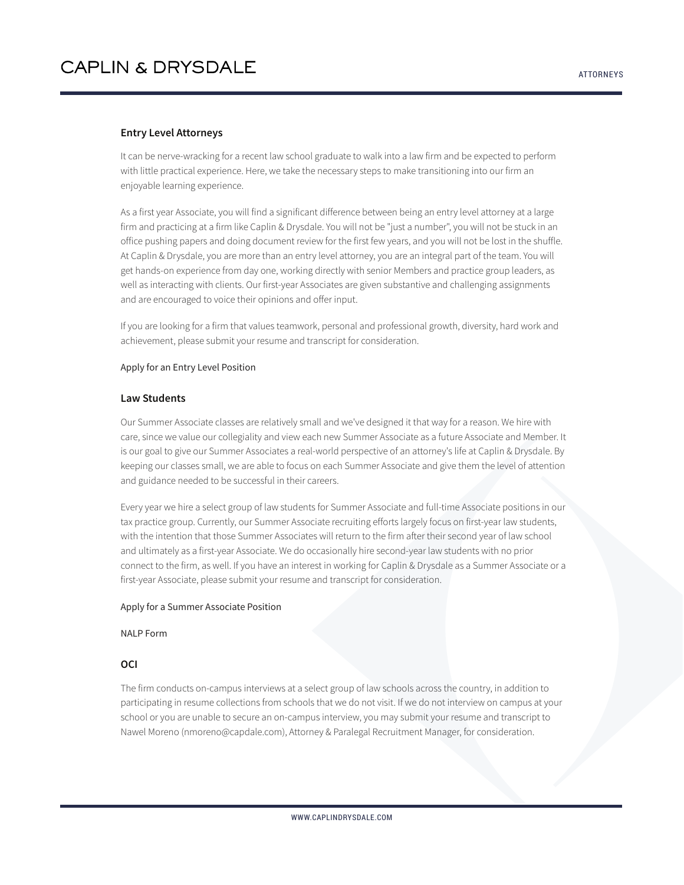## Entry Level Attorneys

It can be nerve-wracking for a recent law school graduate to walk into a law firm and be expected to perform with little practical experience. Here, we take the necessary steps to make transitioning into our firm an enjoyable learning experience.

As a first year Associate, you will find a significant difference between being an entry level attorney at a large firm and practicing at a firm like Caplin & Drysdale. You will not be "just a number", you will not be stuck in an office pushing papers and doing document review for the first few years, and you will not be lost in the shuffle. At Caplin & Drysdale, you are more than an entry level attorney, you are an integral part of the team. You will get hands-on experience from day one, working directly with senior Members and practice group leaders, as well as interacting with clients. Our first-year Associates are given substantive and challenging assignments and are encouraged to voice their opinions and offer input.

If you are looking for a firm that values teamwork, personal and professional growth, diversity, hard work and achievement, please submit your resume and transcript for consideration.

Apply for an Entry Level Position

## Law Students

Our Summer Associate classes are relatively small and we've designed it that way for a reason. We hire with care, since we value our collegiality and view each new Summer Associate as a future Associate and Member. It is our goal to give our Summer Associates a real-world perspective of an attorney's life at Caplin & Drysdale. By keeping our classes small, we are able to focus on each Summer Associate and give them the level of attention and guidance needed to be successful in their careers.

Every year we hire a select group of law students for Summer Associate and full-time Associate positions in our tax practice group. Currently, our Summer Associate recruiting efforts largely focus on first-year law students, with the intention that those Summer Associates will return to the firm after their second year of law school and ultimately as a first-year Associate. We do occasionally hire second-year law students with no prior connect to the firm, as well. If you have an interest in working for Caplin & Drysdale as a Summer Associate or a first-year Associate, please submit your resume and transcript for consideration.

Apply for a Summer Associate Position

NALP Form

## OCI

The firm conducts on-campus interviews at a select group of law schools across the country, in addition to participating in resume collections from schools that we do not visit. If we do not interview on campus at your school or you are unable to secure an on-campus interview, you may submit your resume and transcript to Nawel Moreno (nmoreno@capdale.com), Attorney & Paralegal Recruitment Manager, for consideration.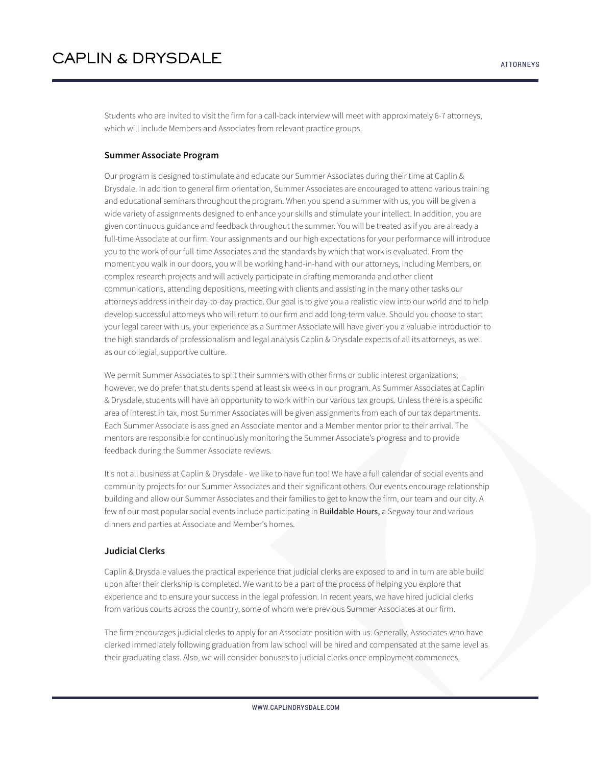Students who are invited to visit the firm for a call-back interview will meet with approximately 6-7 attorneys, which will include Members and Associates from relevant practice groups.

### Summer Associate Program

Our program is designed to stimulate and educate our Summer Associates during their time at Caplin & Drysdale. In addition to general firm orientation, Summer Associates are encouraged to attend various training and educational seminars throughout the program. When you spend a summer with us, you will be given a wide variety of assignments designed to enhance your skills and stimulate your intellect. In addition, you are given continuous guidance and feedback throughout the summer. You will be treated as if you are already a full-time Associate at our firm. Your assignments and our high expectations for your performance will introduce you to the work of our full-time Associates and the standards by which that work is evaluated. From the moment you walk in our doors, you will be working hand-in-hand with our attorneys, including Members, on complex research projects and will actively participate in drafting memoranda and other client communications, attending depositions, meeting with clients and assisting in the many other tasks our attorneys address in their day-to-day practice. Our goal is to give you a realistic view into our world and to help develop successful attorneys who will return to our firm and add long-term value. Should you choose to start your legal career with us, your experience as a Summer Associate will have given you a valuable introduction to the high standards of professionalism and legal analysis Caplin & Drysdale expects of all its attorneys, as well as our collegial, supportive culture.

We permit Summer Associates to split their summers with other firms or public interest organizations; however, we do prefer that students spend at least six weeks in our program. As Summer Associates at Caplin & Drysdale, students will have an opportunity to work within our various tax groups. Unless there is a specific area of interest in tax, most Summer Associates will be given assignments from each of our tax departments. Each Summer Associate is assigned an Associate mentor and a Member mentor prior to their arrival. The mentors are responsible for continuously monitoring the Summer Associate's progress and to provide feedback during the Summer Associate reviews.

It's not all business at Caplin & Drysdale - we like to have fun too! We have a full calendar of social events and community projects for our Summer Associates and their significant others. Our events encourage relationship building and allow our Summer Associates and their families to get to know the firm, our team and our city. A few of our most popular social events include participating in Buildable Hours, a Segway tour and various dinners and parties at Associate and Member's homes.

### Judicial Clerks

Caplin & Drysdale values the practical experience that judicial clerks are exposed to and in turn are able build upon after their clerkship is completed. We want to be a part of the process of helping you explore that experience and to ensure your success in the legal profession. In recent years, we have hired judicial clerks from various courts across the country, some of whom were previous Summer Associates at our firm.

The firm encourages judicial clerks to apply for an Associate position with us. Generally, Associates who have clerked immediately following graduation from law school will be hired and compensated at the same level as their graduating class. Also, we will consider bonuses to judicial clerks once employment commences.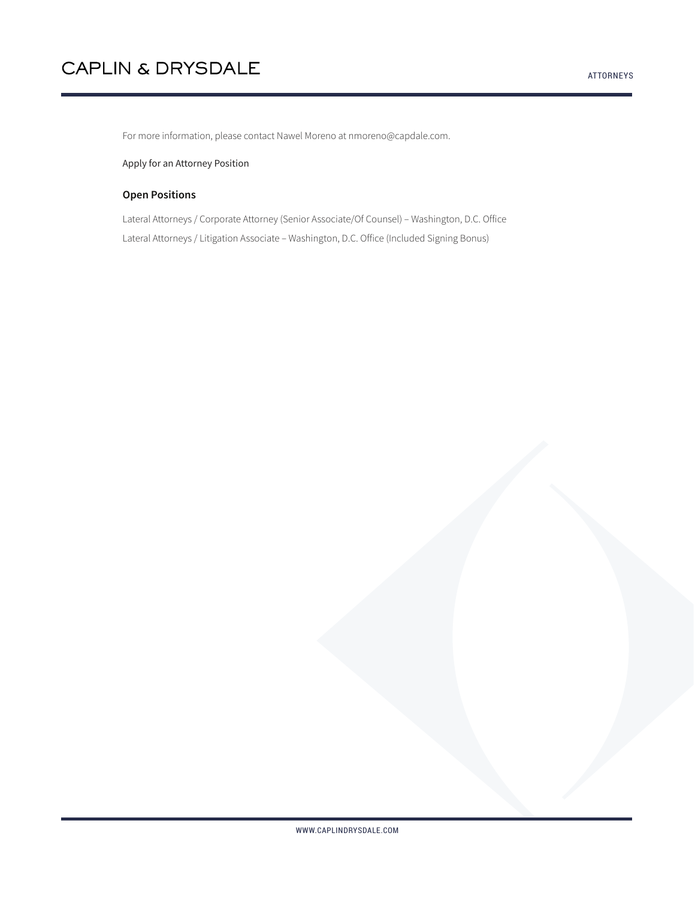For more information, please contact Nawel Moreno at nmoreno@capdale.com.

Apply for an Attorney Position

### Open Positions

Lateral Attorneys / Corporate Attorney (Senior Associate/Of Counsel) – Washington, D.C. Office

Lateral Attorneys / Litigation Associate – Washington, D.C. Office (Included Signing Bonus)